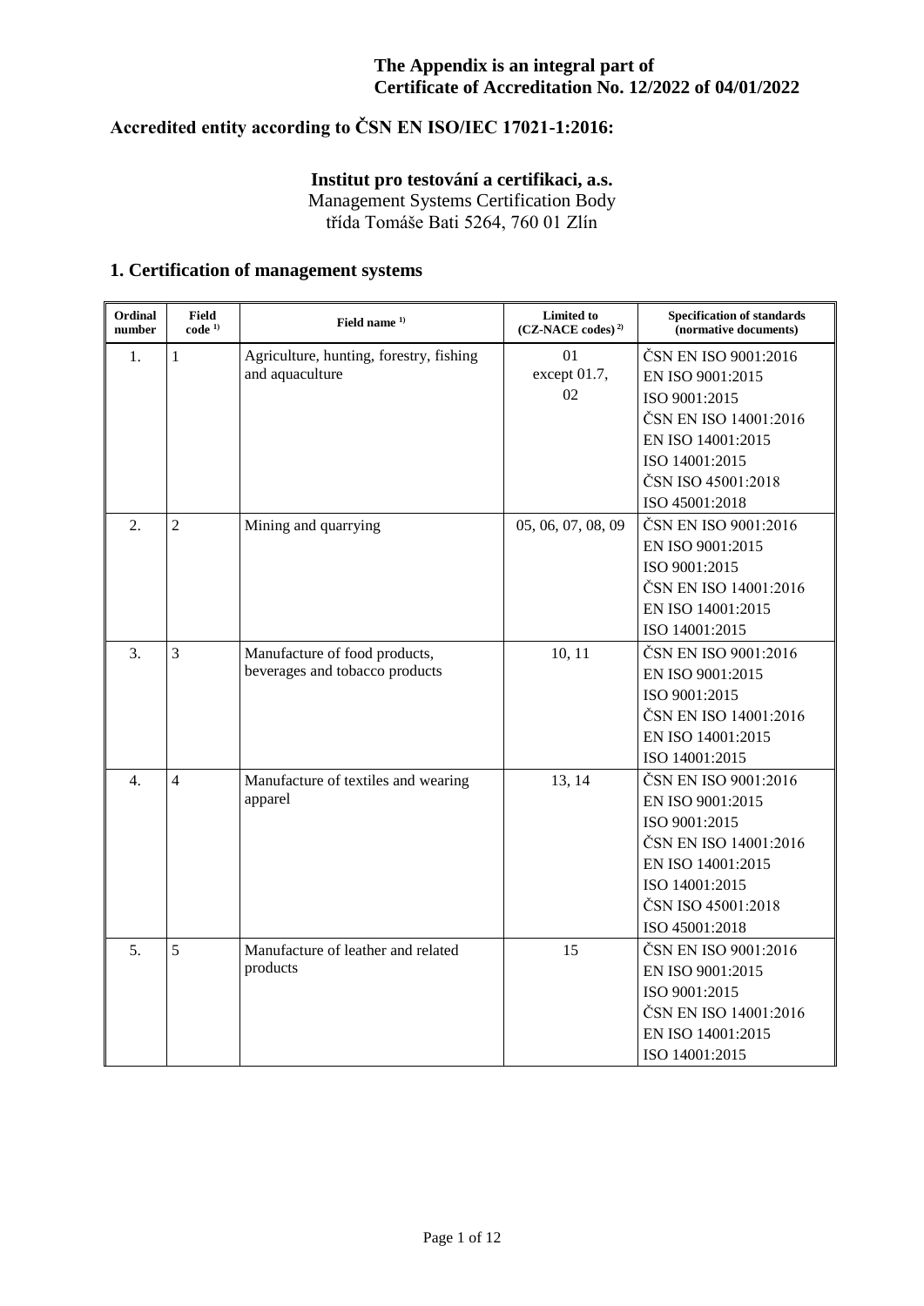**The Appendix is an integral part of**
**Certificate of Accreditation No. 12/2022 of 04/01/2022**

## Accredited entity according to ČSN EN ISO/IEC 17021-1:2016:

**Institut pro testování a certifikaci, a.s.**
Management Systems Certification Body
třída Tomáše Bati 5264, 760 01 Zlín

## 1. Certification of management systems

| Ordinal number | Field code [1)] | Field name [1)] | Limited to (CZ-NACE codes) [2)] | Specification of standards (normative documents) |
|---|---|---|---|---|
| 1. | 1 | Agriculture, hunting, forestry, fishing and aquaculture | 01 except 01.7, 02 | ČSN EN ISO 9001:2016<br>EN ISO 9001:2015<br>ISO 9001:2015<br>ČSN EN ISO 14001:2016<br>EN ISO 14001:2015<br>ISO 14001:2015<br>ČSN ISO 45001:2018<br>ISO 45001:2018 |
| 2. | 2 | Mining and quarrying | 05, 06, 07, 08, 09 | ČSN EN ISO 9001:2016<br>EN ISO 9001:2015<br>ISO 9001:2015<br>ČSN EN ISO 14001:2016<br>EN ISO 14001:2015<br>ISO 14001:2015 |
| 3. | 3 | Manufacture of food products, beverages and tobacco products | 10, 11 | ČSN EN ISO 9001:2016<br>EN ISO 9001:2015<br>ISO 9001:2015<br>ČSN EN ISO 14001:2016<br>EN ISO 14001:2015<br>ISO 14001:2015 |
| 4. | 4 | Manufacture of textiles and wearing apparel | 13, 14 | ČSN EN ISO 9001:2016<br>EN ISO 9001:2015<br>ISO 9001:2015<br>ČSN EN ISO 14001:2016<br>EN ISO 14001:2015<br>ISO 14001:2015<br>ČSN ISO 45001:2018<br>ISO 45001:2018 |
| 5. | 5 | Manufacture of leather and related products | 15 | ČSN EN ISO 9001:2016<br>EN ISO 9001:2015<br>ISO 9001:2015<br>ČSN EN ISO 14001:2016<br>EN ISO 14001:2015<br>ISO 14001:2015 |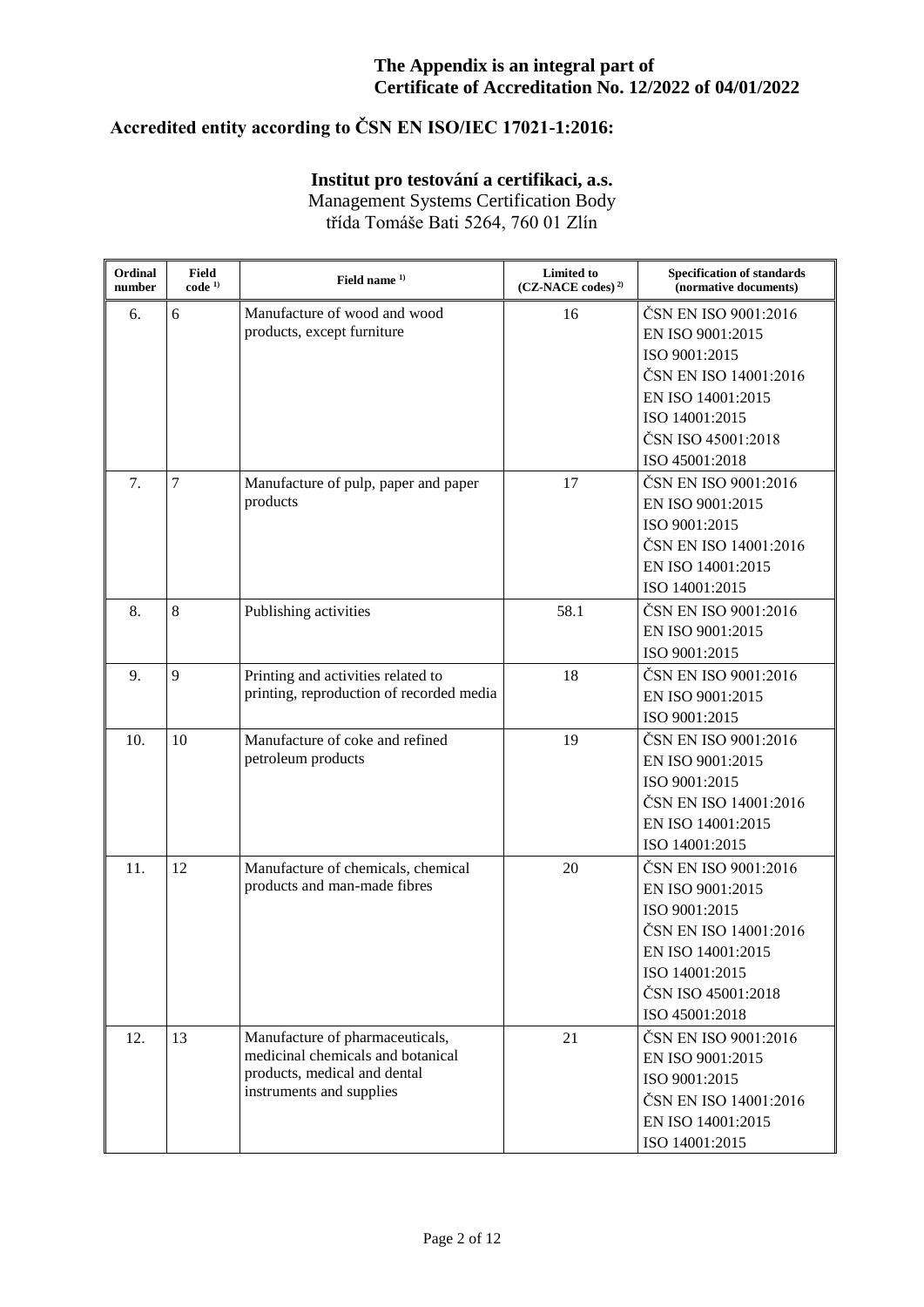**The Appendix is an integral part of**
**Certificate of Accreditation No. 12/2022 of 04/01/2022**

## Accredited entity according to ČSN EN ISO/IEC 17021-1:2016:

**Institut pro testování a certifikaci, a.s.**
Management Systems Certification Body
třída Tomáše Bati 5264, 760 01 Zlín

| Ordinal number | Field code [1)] | Field name [1)] | Limited to (CZ-NACE codes) [2)] | Specification of standards (normative documents) |
|---|---|---|---|---|
| 6. | 6 | Manufacture of wood and wood products, except furniture | 16 | ČSN EN ISO 9001:2016<br>EN ISO 9001:2015<br>ISO 9001:2015<br>ČSN EN ISO 14001:2016<br>EN ISO 14001:2015<br>ISO 14001:2015<br>ČSN ISO 45001:2018<br>ISO 45001:2018 |
| 7. | 7 | Manufacture of pulp, paper and paper products | 17 | ČSN EN ISO 9001:2016<br>EN ISO 9001:2015<br>ISO 9001:2015<br>ČSN EN ISO 14001:2016<br>EN ISO 14001:2015<br>ISO 14001:2015 |
| 8. | 8 | Publishing activities | 58.1 | ČSN EN ISO 9001:2016<br>EN ISO 9001:2015<br>ISO 9001:2015 |
| 9. | 9 | Printing and activities related to printing, reproduction of recorded media | 18 | ČSN EN ISO 9001:2016<br>EN ISO 9001:2015<br>ISO 9001:2015 |
| 10. | 10 | Manufacture of coke and refined petroleum products | 19 | ČSN EN ISO 9001:2016<br>EN ISO 9001:2015<br>ISO 9001:2015<br>ČSN EN ISO 14001:2016<br>EN ISO 14001:2015<br>ISO 14001:2015 |
| 11. | 12 | Manufacture of chemicals, chemical products and man-made fibres | 20 | ČSN EN ISO 9001:2016<br>EN ISO 9001:2015<br>ISO 9001:2015<br>ČSN EN ISO 14001:2016<br>EN ISO 14001:2015<br>ISO 14001:2015<br>ČSN ISO 45001:2018<br>ISO 45001:2018 |
| 12. | 13 | Manufacture of pharmaceuticals, medicinal chemicals and botanical products, medical and dental instruments and supplies | 21 | ČSN EN ISO 9001:2016<br>EN ISO 9001:2015<br>ISO 9001:2015<br>ČSN EN ISO 14001:2016<br>EN ISO 14001:2015<br>ISO 14001:2015 |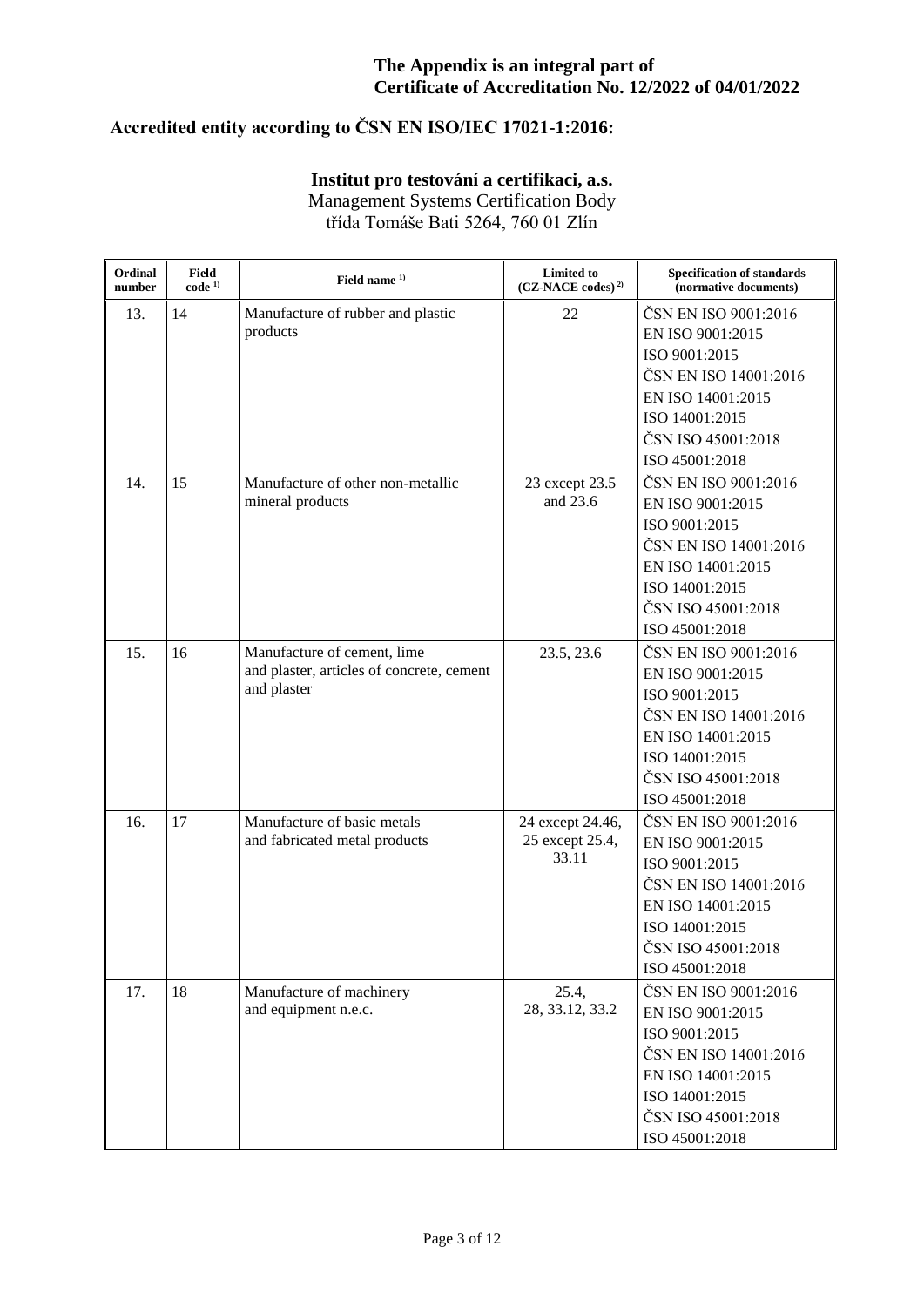**The Appendix is an integral part of**
**Certificate of Accreditation No. 12/2022 of 04/01/2022**

## Accredited entity according to ČSN EN ISO/IEC 17021-1:2016:

**Institut pro testování a certifikaci, a.s.**
Management Systems Certification Body
třída Tomáše Bati 5264, 760 01 Zlín

| Ordinal number | Field code [1)] | Field name [1)] | Limited to (CZ-NACE codes) [2)] | Specification of standards (normative documents) |
|---|---|---|---|---|
| 13. | 14 | Manufacture of rubber and plastic products | 22 | ČSN EN ISO 9001:2016<br>EN ISO 9001:2015<br>ISO 9001:2015<br>ČSN EN ISO 14001:2016<br>EN ISO 14001:2015<br>ISO 14001:2015<br>ČSN ISO 45001:2018<br>ISO 45001:2018 |
| 14. | 15 | Manufacture of other non-metallic mineral products | 23 except 23.5 and 23.6 | ČSN EN ISO 9001:2016<br>EN ISO 9001:2015<br>ISO 9001:2015<br>ČSN EN ISO 14001:2016<br>EN ISO 14001:2015<br>ISO 14001:2015<br>ČSN ISO 45001:2018<br>ISO 45001:2018 |
| 15. | 16 | Manufacture of cement, lime and plaster, articles of concrete, cement and plaster | 23.5, 23.6 | ČSN EN ISO 9001:2016<br>EN ISO 9001:2015<br>ISO 9001:2015<br>ČSN EN ISO 14001:2016<br>EN ISO 14001:2015<br>ISO 14001:2015<br>ČSN ISO 45001:2018<br>ISO 45001:2018 |
| 16. | 17 | Manufacture of basic metals and fabricated metal products | 24 except 24.46, 25 except 25.4, 33.11 | ČSN EN ISO 9001:2016<br>EN ISO 9001:2015<br>ISO 9001:2015<br>ČSN EN ISO 14001:2016<br>EN ISO 14001:2015<br>ISO 14001:2015<br>ČSN ISO 45001:2018<br>ISO 45001:2018 |
| 17. | 18 | Manufacture of machinery and equipment n.e.c. | 25.4, 28, 33.12, 33.2 | ČSN EN ISO 9001:2016<br>EN ISO 9001:2015<br>ISO 9001:2015<br>ČSN EN ISO 14001:2016<br>EN ISO 14001:2015<br>ISO 14001:2015<br>ČSN ISO 45001:2018<br>ISO 45001:2018 |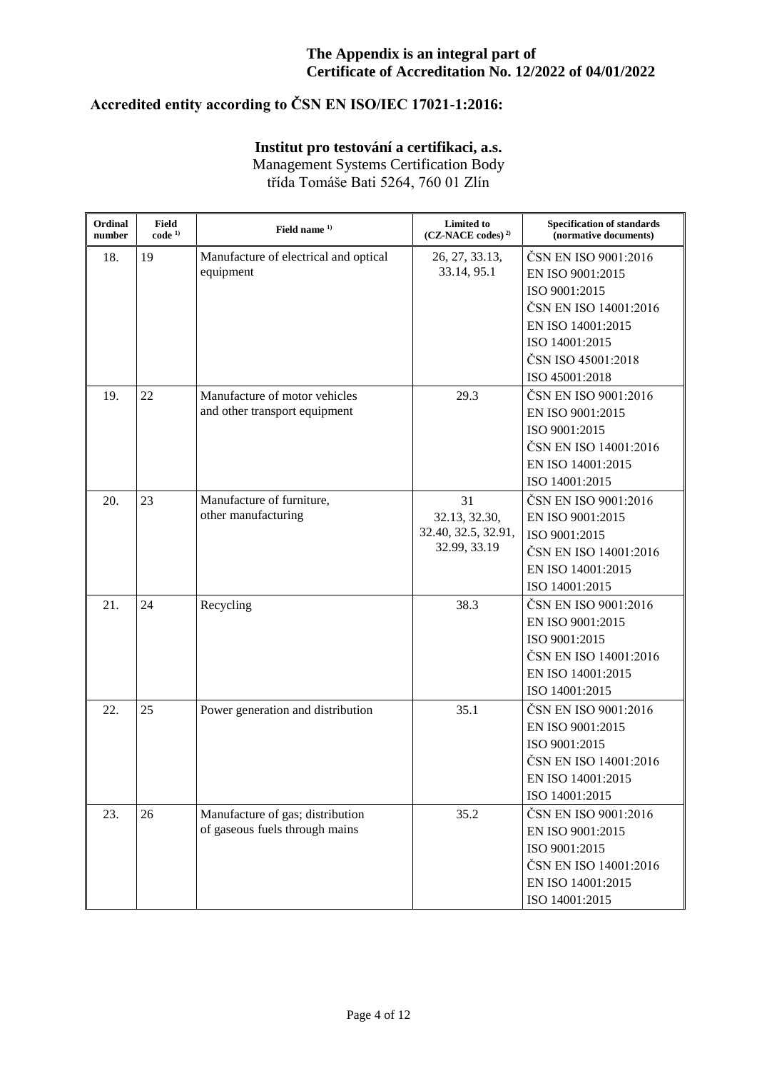**The Appendix is an integral part of Certificate of Accreditation No. 12/2022 of 04/01/2022**

## Accredited entity according to ČSN EN ISO/IEC 17021-1:2016:

**Institut pro testování a certifikaci, a.s.**
Management Systems Certification Body
třída Tomáše Bati 5264, 760 01 Zlín

| Ordinal number | Field code [1)] | Field name [1)] | Limited to (CZ-NACE codes) [2)] | Specification of standards (normative documents) |
|---|---|---|---|---|
| 18. | 19 | Manufacture of electrical and optical equipment | 26, 27, 33.13, 33.14, 95.1 | ČSN EN ISO 9001:2016<br>EN ISO 9001:2015<br>ISO 9001:2015<br>ČSN EN ISO 14001:2016<br>EN ISO 14001:2015<br>ISO 14001:2015<br>ČSN ISO 45001:2018<br>ISO 45001:2018 |
| 19. | 22 | Manufacture of motor vehicles and other transport equipment | 29.3 | ČSN EN ISO 9001:2016<br>EN ISO 9001:2015<br>ISO 9001:2015<br>ČSN EN ISO 14001:2016<br>EN ISO 14001:2015<br>ISO 14001:2015 |
| 20. | 23 | Manufacture of furniture, other manufacturing | 31<br>32.13, 32.30, 32.40, 32.5, 32.91, 32.99, 33.19 | ČSN EN ISO 9001:2016<br>EN ISO 9001:2015<br>ISO 9001:2015<br>ČSN EN ISO 14001:2016<br>EN ISO 14001:2015<br>ISO 14001:2015 |
| 21. | 24 | Recycling | 38.3 | ČSN EN ISO 9001:2016<br>EN ISO 9001:2015<br>ISO 9001:2015<br>ČSN EN ISO 14001:2016<br>EN ISO 14001:2015<br>ISO 14001:2015 |
| 22. | 25 | Power generation and distribution | 35.1 | ČSN EN ISO 9001:2016<br>EN ISO 9001:2015<br>ISO 9001:2015<br>ČSN EN ISO 14001:2016<br>EN ISO 14001:2015<br>ISO 14001:2015 |
| 23. | 26 | Manufacture of gas; distribution of gaseous fuels through mains | 35.2 | ČSN EN ISO 9001:2016<br>EN ISO 9001:2015<br>ISO 9001:2015<br>ČSN EN ISO 14001:2016<br>EN ISO 14001:2015<br>ISO 14001:2015 |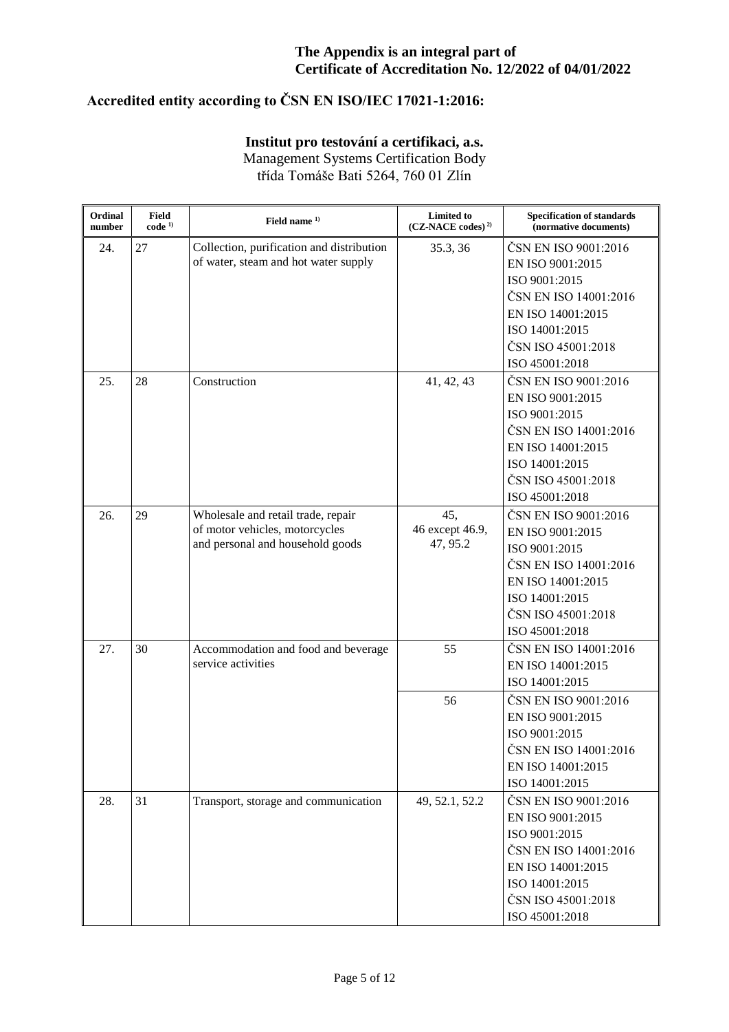**The Appendix is an integral part of**
**Certificate of Accreditation No. 12/2022 of 04/01/2022**

**Accredited entity according to ČSN EN ISO/IEC 17021-1:2016:**

**Institut pro testování a certifikaci, a.s.**
Management Systems Certification Body
třída Tomáše Bati 5264, 760 01 Zlín

| Ordinal number | Field code [1)] | Field name [1)] | Limited to (CZ-NACE codes) [2)] | Specification of standards (normative documents) |
|---|---|---|---|---|
| 24. | 27 | Collection, purification and distribution of water, steam and hot water supply | 35.3, 36 | ČSN EN ISO 9001:2016<br>EN ISO 9001:2015<br>ISO 9001:2015<br>ČSN EN ISO 14001:2016<br>EN ISO 14001:2015<br>ISO 14001:2015<br>ČSN ISO 45001:2018<br>ISO 45001:2018 |
| 25. | 28 | Construction | 41, 42, 43 | ČSN EN ISO 9001:2016<br>EN ISO 9001:2015<br>ISO 9001:2015<br>ČSN EN ISO 14001:2016<br>EN ISO 14001:2015<br>ISO 14001:2015<br>ČSN ISO 45001:2018<br>ISO 45001:2018 |
| 26. | 29 | Wholesale and retail trade, repair of motor vehicles, motorcycles and personal and household goods | 45,<br>46 except 46.9,<br>47, 95.2 | ČSN EN ISO 9001:2016<br>EN ISO 9001:2015<br>ISO 9001:2015<br>ČSN EN ISO 14001:2016<br>EN ISO 14001:2015<br>ISO 14001:2015<br>ČSN ISO 45001:2018<br>ISO 45001:2018 |
| 27. | 30 | Accommodation and food and beverage service activities | 55 | ČSN EN ISO 14001:2016<br>EN ISO 14001:2015<br>ISO 14001:2015 |
| | | | 56 | ČSN EN ISO 9001:2016<br>EN ISO 9001:2015<br>ISO 9001:2015<br>ČSN EN ISO 14001:2016<br>EN ISO 14001:2015<br>ISO 14001:2015 |
| 28. | 31 | Transport, storage and communication | 49, 52.1, 52.2 | ČSN EN ISO 9001:2016<br>EN ISO 9001:2015<br>ISO 9001:2015<br>ČSN EN ISO 14001:2016<br>EN ISO 14001:2015<br>ISO 14001:2015<br>ČSN ISO 45001:2018<br>ISO 45001:2018 |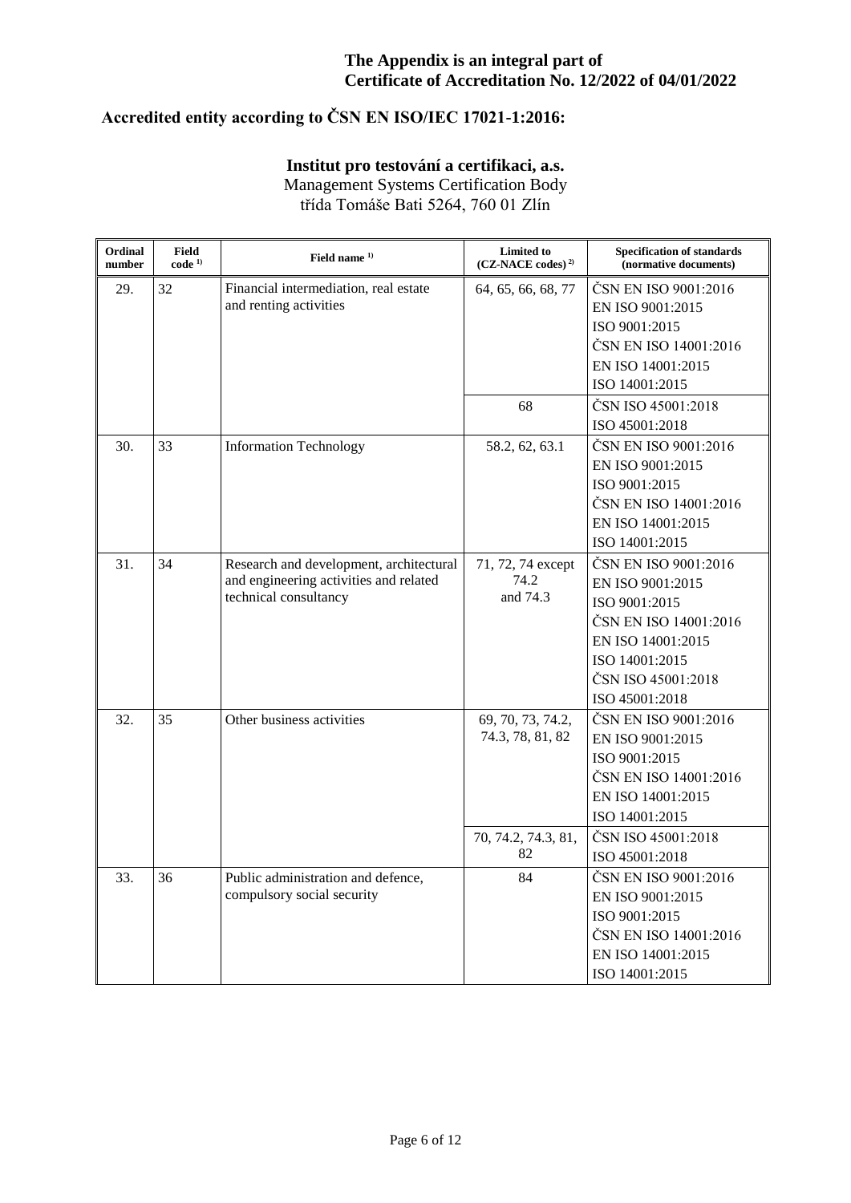**The Appendix is an integral part of Certificate of Accreditation No. 12/2022 of 04/01/2022**

## Accredited entity according to ČSN EN ISO/IEC 17021-1:2016:

**Institut pro testování a certifikaci, a.s.**
Management Systems Certification Body
třída Tomáše Bati 5264, 760 01 Zlín

| Ordinal number | Field code [1)] | Field name [1)] | Limited to (CZ-NACE codes) [2)] | Specification of standards (normative documents) |
|---|---|---|---|---|
| 29. | 32 | Financial intermediation, real estate and renting activities | 64, 65, 66, 68, 77 | ČSN EN ISO 9001:2016<br>EN ISO 9001:2015<br>ISO 9001:2015<br>ČSN EN ISO 14001:2016<br>EN ISO 14001:2015<br>ISO 14001:2015 |
| | | | 68 | ČSN ISO 45001:2018<br>ISO 45001:2018 |
| 30. | 33 | Information Technology | 58.2, 62, 63.1 | ČSN EN ISO 9001:2016<br>EN ISO 9001:2015<br>ISO 9001:2015<br>ČSN EN ISO 14001:2016<br>EN ISO 14001:2015<br>ISO 14001:2015 |
| 31. | 34 | Research and development, architectural and engineering activities and related technical consultancy | 71, 72, 74 except 74.2 and 74.3 | ČSN EN ISO 9001:2016<br>EN ISO 9001:2015<br>ISO 9001:2015<br>ČSN EN ISO 14001:2016<br>EN ISO 14001:2015<br>ISO 14001:2015<br>ČSN ISO 45001:2018<br>ISO 45001:2018 |
| 32. | 35 | Other business activities | 69, 70, 73, 74.2, 74.3, 78, 81, 82 | ČSN EN ISO 9001:2016<br>EN ISO 9001:2015<br>ISO 9001:2015<br>ČSN EN ISO 14001:2016<br>EN ISO 14001:2015<br>ISO 14001:2015 |
| | | | 70, 74.2, 74.3, 81, 82 | ČSN ISO 45001:2018<br>ISO 45001:2018 |
| 33. | 36 | Public administration and defence, compulsory social security | 84 | ČSN EN ISO 9001:2016<br>EN ISO 9001:2015<br>ISO 9001:2015<br>ČSN EN ISO 14001:2016<br>EN ISO 14001:2015<br>ISO 14001:2015 |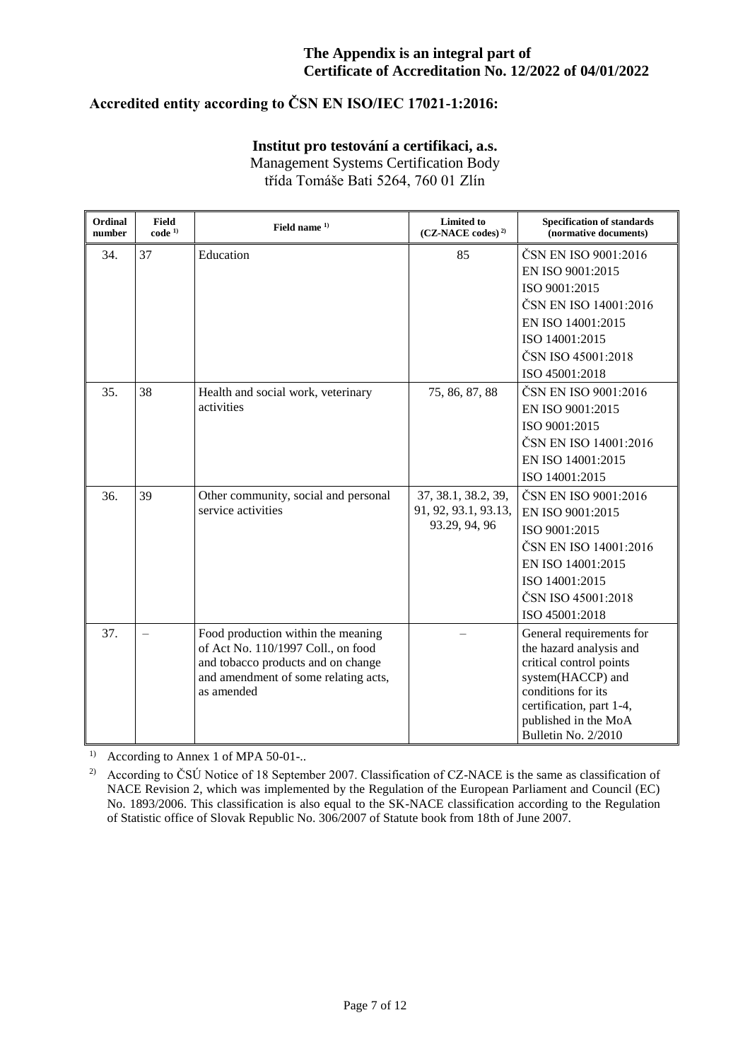**The Appendix is an integral part of Certificate of Accreditation No. 12/2022 of 04/01/2022**

## Accredited entity according to ČSN EN ISO/IEC 17021-1:2016:

**Institut pro testování a certifikaci, a.s.**
Management Systems Certification Body
třída Tomáše Bati 5264, 760 01 Zlín

| Ordinal number | Field code [1)] | Field name [1)] | Limited to (CZ-NACE codes) [2)] | Specification of standards (normative documents) |
|---|---|---|---|---|
| 34. | 37 | Education | 85 | ČSN EN ISO 9001:2016<br>EN ISO 9001:2015<br>ISO 9001:2015<br>ČSN EN ISO 14001:2016<br>EN ISO 14001:2015<br>ISO 14001:2015<br>ČSN ISO 45001:2018<br>ISO 45001:2018 |
| 35. | 38 | Health and social work, veterinary activities | 75, 86, 87, 88 | ČSN EN ISO 9001:2016<br>EN ISO 9001:2015<br>ISO 9001:2015<br>ČSN EN ISO 14001:2016<br>EN ISO 14001:2015<br>ISO 14001:2015 |
| 36. | 39 | Other community, social and personal service activities | 37, 38.1, 38.2, 39, 91, 92, 93.1, 93.13, 93.29, 94, 96 | ČSN EN ISO 9001:2016<br>EN ISO 9001:2015<br>ISO 9001:2015<br>ČSN EN ISO 14001:2016<br>EN ISO 14001:2015<br>ISO 14001:2015<br>ČSN ISO 45001:2018<br>ISO 45001:2018 |
| 37. | – | Food production within the meaning of Act No. 110/1997 Coll., on food and tobacco products and on change and amendment of some relating acts, as amended | – | General requirements for the hazard analysis and critical control points system(HACCP) and conditions for its certification, part 1-4, published in the MoA Bulletin No. 2/2010 |

[1)] According to Annex 1 of MPA 50-01-..

[2)] According to ČSÚ Notice of 18 September 2007. Classification of CZ-NACE is the same as classification of NACE Revision 2, which was implemented by the Regulation of the European Parliament and Council (EC) No. 1893/2006. This classification is also equal to the SK-NACE classification according to the Regulation of Statistic office of Slovak Republic No. 306/2007 of Statute book from 18th of June 2007.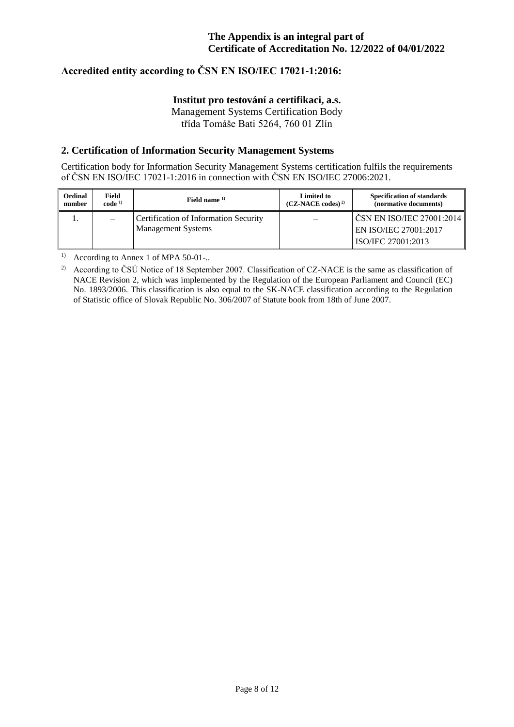**The Appendix is an integral part of**
**Certificate of Accreditation No. 12/2022 of 04/01/2022**

**Accredited entity according to ČSN EN ISO/IEC 17021-1:2016:**

**Institut pro testování a certifikaci, a.s.**
Management Systems Certification Body
třída Tomáše Bati 5264, 760 01 Zlín

## 2. Certification of Information Security Management Systems

Certification body for Information Security Management Systems certification fulfils the requirements of ČSN EN ISO/IEC 17021-1:2016 in connection with ČSN EN ISO/IEC 27006:2021.

| Ordinal number | Field code [1] | Field name [1] | Limited to (CZ-NACE codes) [2] | Specification of standards (normative documents) |
|---|---|---|---|---|
| 1. | – | Certification of Information Security Management Systems | – | ČSN EN ISO/IEC 27001:2014<br>EN ISO/IEC 27001:2017<br>ISO/IEC 27001:2013 |

[1] According to Annex 1 of MPA 50-01-..

[2] According to ČSÚ Notice of 18 September 2007. Classification of CZ-NACE is the same as classification of NACE Revision 2, which was implemented by the Regulation of the European Parliament and Council (EC) No. 1893/2006. This classification is also equal to the SK-NACE classification according to the Regulation of Statistic office of Slovak Republic No. 306/2007 of Statute book from 18th of June 2007.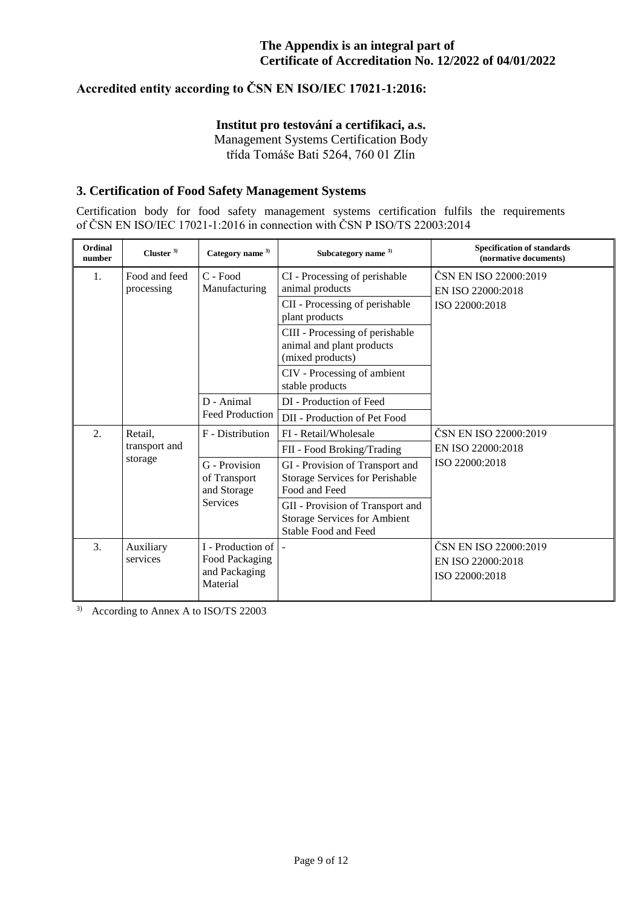**The Appendix is an integral part of**
**Certificate of Accreditation No. 12/2022 of 04/01/2022**

**Accredited entity according to ČSN EN ISO/IEC 17021-1:2016:**

**Institut pro testování a certifikaci, a.s.**
Management Systems Certification Body
třída Tomáše Bati 5264, 760 01 Zlín

## 3. Certification of Food Safety Management Systems

Certification body for food safety management systems certification fulfils the requirements of ČSN EN ISO/IEC 17021-1:2016 in connection with ČSN P ISO/TS 22003:2014

| Ordinal number | Cluster [3] | Category name [3] | Subcategory name [3] | Specification of standards (normative documents) |
|---|---|---|---|---|
| 1. | Food and feed processing | C - Food Manufacturing | CI - Processing of perishable animal products | ČSN EN ISO 22000:2019<br>EN ISO 22000:2018<br>ISO 22000:2018 |
| | | | CII - Processing of perishable plant products | |
| | | | CIII - Processing of perishable animal and plant products (mixed products) | |
| | | | CIV - Processing of ambient stable products | |
| | | D - Animal Feed Production | DI - Production of Feed | |
| | | | DII - Production of Pet Food | |
| 2. | Retail, transport and storage | F - Distribution | FI - Retail/Wholesale | ČSN EN ISO 22000:2019<br>EN ISO 22000:2018<br>ISO 22000:2018 |
| | | | FII - Food Broking/Trading | |
| | | G - Provision of Transport and Storage Services | GI - Provision of Transport and Storage Services for Perishable Food and Feed | |
| | | | GII - Provision of Transport and Storage Services for Ambient Stable Food and Feed | |
| 3. | Auxiliary services | I - Production of Food Packaging and Packaging Material | - | ČSN EN ISO 22000:2019<br>EN ISO 22000:2018<br>ISO 22000:2018 |

[3] According to Annex A to ISO/TS 22003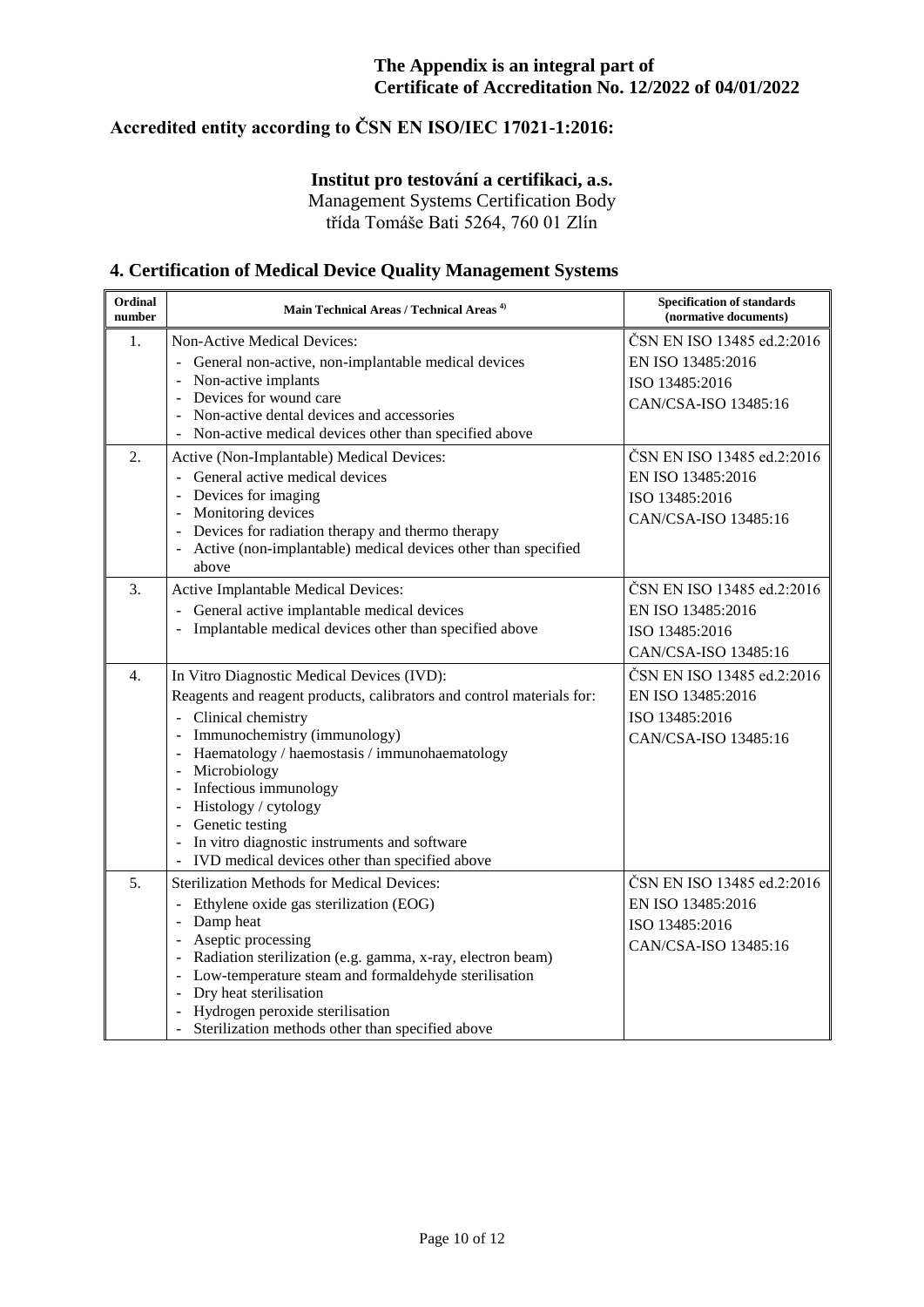**The Appendix is an integral part of Certificate of Accreditation No. 12/2022 of 04/01/2022**

**Accredited entity according to ČSN EN ISO/IEC 17021-1:2016:**

**Institut pro testování a certifikaci, a.s.**
Management Systems Certification Body
třída Tomáše Bati 5264, 760 01 Zlín

## 4. Certification of Medical Device Quality Management Systems

| Ordinal number | Main Technical Areas / Technical Areas [4)] | Specification of standards (normative documents) |
|---|---|---|
| 1. | Non-Active Medical Devices:<br>- General non-active, non-implantable medical devices<br>- Non-active implants<br>- Devices for wound care<br>- Non-active dental devices and accessories<br>- Non-active medical devices other than specified above | ČSN EN ISO 13485 ed.2:2016<br>EN ISO 13485:2016<br>ISO 13485:2016<br>CAN/CSA-ISO 13485:16 |
| 2. | Active (Non-Implantable) Medical Devices:<br>- General active medical devices<br>- Devices for imaging<br>- Monitoring devices<br>- Devices for radiation therapy and thermo therapy<br>- Active (non-implantable) medical devices other than specified above | ČSN EN ISO 13485 ed.2:2016<br>EN ISO 13485:2016<br>ISO 13485:2016<br>CAN/CSA-ISO 13485:16 |
| 3. | Active Implantable Medical Devices:<br>- General active implantable medical devices<br>- Implantable medical devices other than specified above | ČSN EN ISO 13485 ed.2:2016<br>EN ISO 13485:2016<br>ISO 13485:2016<br>CAN/CSA-ISO 13485:16 |
| 4. | In Vitro Diagnostic Medical Devices (IVD):<br>Reagents and reagent products, calibrators and control materials for:<br>- Clinical chemistry<br>- Immunochemistry (immunology)<br>- Haematology / haemostasis / immunohaematology<br>- Microbiology<br>- Infectious immunology<br>- Histology / cytology<br>- Genetic testing<br>- In vitro diagnostic instruments and software<br>- IVD medical devices other than specified above | ČSN EN ISO 13485 ed.2:2016<br>EN ISO 13485:2016<br>ISO 13485:2016<br>CAN/CSA-ISO 13485:16 |
| 5. | Sterilization Methods for Medical Devices:<br>- Ethylene oxide gas sterilization (EOG)<br>- Damp heat<br>- Aseptic processing<br>- Radiation sterilization (e.g. gamma, x-ray, electron beam)<br>- Low-temperature steam and formaldehyde sterilisation<br>- Dry heat sterilisation<br>- Hydrogen peroxide sterilisation<br>- Sterilization methods other than specified above | ČSN EN ISO 13485 ed.2:2016<br>EN ISO 13485:2016<br>ISO 13485:2016<br>CAN/CSA-ISO 13485:16 |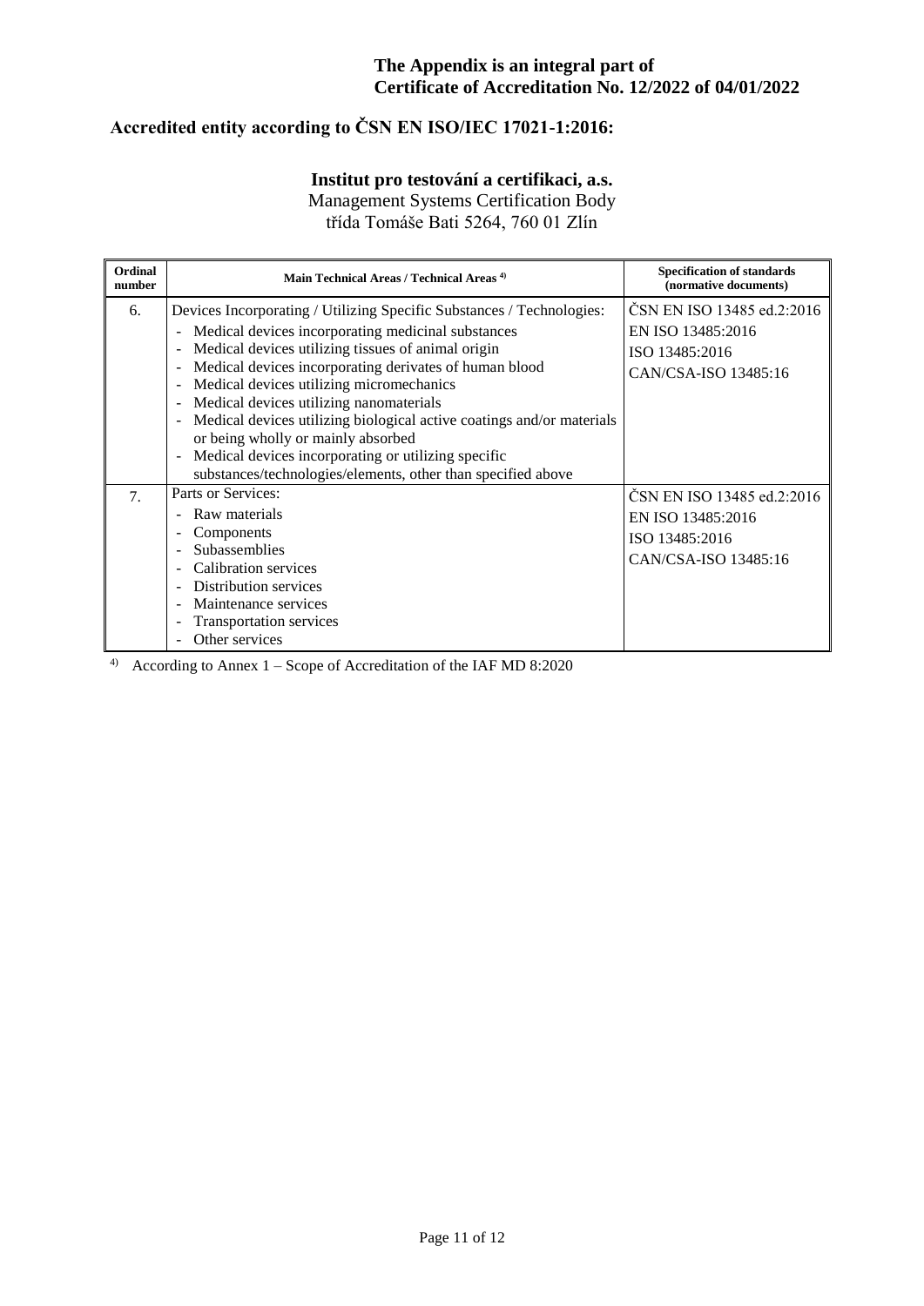**The Appendix is an integral part of**
**Certificate of Accreditation No. 12/2022 of 04/01/2022**

## Accredited entity according to ČSN EN ISO/IEC 17021-1:2016:

**Institut pro testování a certifikaci, a.s.**
Management Systems Certification Body
třída Tomáše Bati 5264, 760 01 Zlín

| Ordinal number | Main Technical Areas / Technical Areas [4] | Specification of standards (normative documents) |
|---|---|---|
| 6. | Devices Incorporating / Utilizing Specific Substances / Technologies:<br>- Medical devices incorporating medicinal substances<br>- Medical devices utilizing tissues of animal origin<br>- Medical devices incorporating derivates of human blood<br>- Medical devices utilizing micromechanics<br>- Medical devices utilizing nanomaterials<br>- Medical devices utilizing biological active coatings and/or materials or being wholly or mainly absorbed<br>- Medical devices incorporating or utilizing specific substances/technologies/elements, other than specified above | ČSN EN ISO 13485 ed.2:2016<br>EN ISO 13485:2016<br>ISO 13485:2016<br>CAN/CSA-ISO 13485:16 |
| 7. | Parts or Services:<br>- Raw materials<br>- Components<br>- Subassemblies<br>- Calibration services<br>- Distribution services<br>- Maintenance services<br>- Transportation services<br>- Other services | ČSN EN ISO 13485 ed.2:2016<br>EN ISO 13485:2016<br>ISO 13485:2016<br>CAN/CSA-ISO 13485:16 |

[4] According to Annex 1 – Scope of Accreditation of the IAF MD 8:2020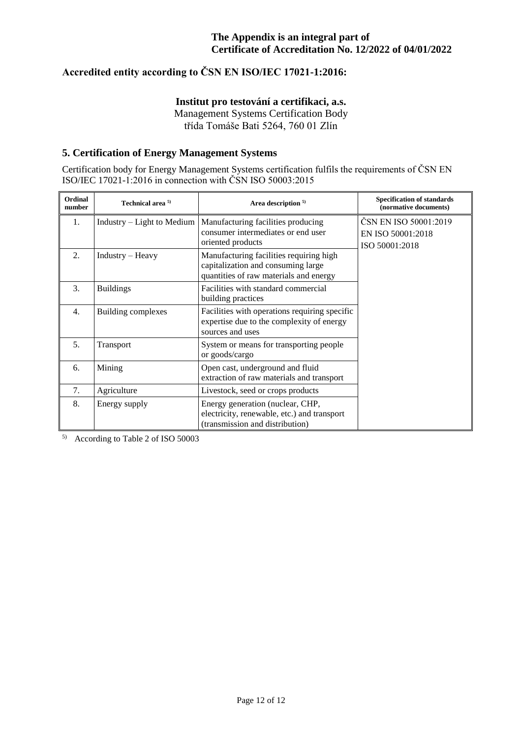**The Appendix is an integral part of**
**Certificate of Accreditation No. 12/2022 of 04/01/2022**

**Accredited entity according to ČSN EN ISO/IEC 17021-1:2016:**

**Institut pro testování a certifikaci, a.s.**
Management Systems Certification Body
třída Tomáše Bati 5264, 760 01 Zlín

## 5. Certification of Energy Management Systems

Certification body for Energy Management Systems certification fulfils the requirements of ČSN EN ISO/IEC 17021-1:2016 in connection with ČSN ISO 50003:2015

| Ordinal number | Technical area [5)] | Area description [5)] | Specification of standards (normative documents) |
|---|---|---|---|
| 1. | Industry – Light to Medium | Manufacturing facilities producing consumer intermediates or end user oriented products | ČSN EN ISO 50001:2019<br>EN ISO 50001:2018<br>ISO 50001:2018 |
| 2. | Industry – Heavy | Manufacturing facilities requiring high capitalization and consuming large quantities of raw materials and energy | |
| 3. | Buildings | Facilities with standard commercial building practices | |
| 4. | Building complexes | Facilities with operations requiring specific expertise due to the complexity of energy sources and uses | |
| 5. | Transport | System or means for transporting people or goods/cargo | |
| 6. | Mining | Open cast, underground and fluid extraction of raw materials and transport | |
| 7. | Agriculture | Livestock, seed or crops products | |
| 8. | Energy supply | Energy generation (nuclear, CHP, electricity, renewable, etc.) and transport (transmission and distribution) | |

[5)] According to Table 2 of ISO 50003